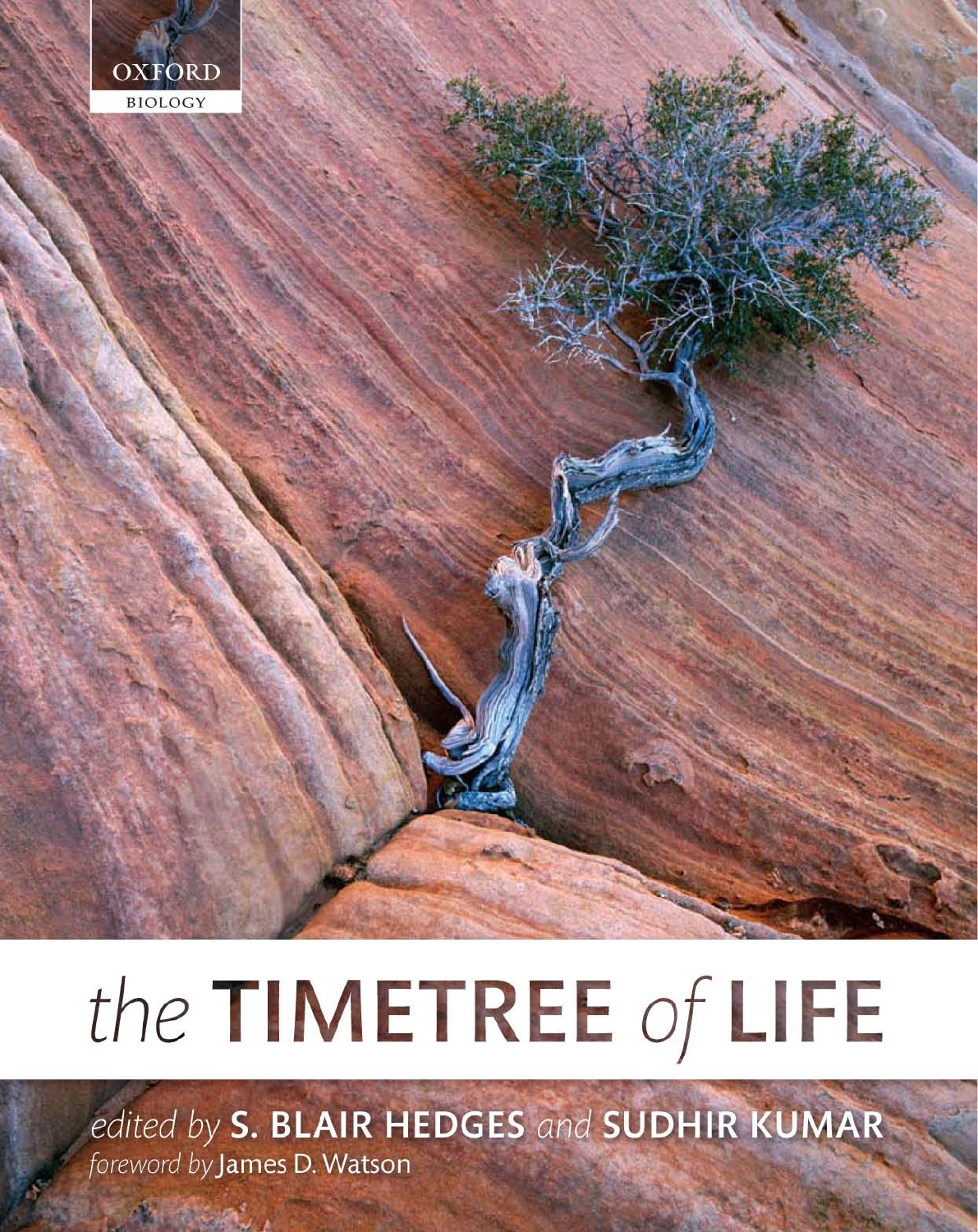OXFORD

BIOLOGY

# the TIMETREE of LIFE

*edited by* **S. BLAIR HEDGES** *and* **SUDHIR KUMAR**

*foreword by* James D. Watson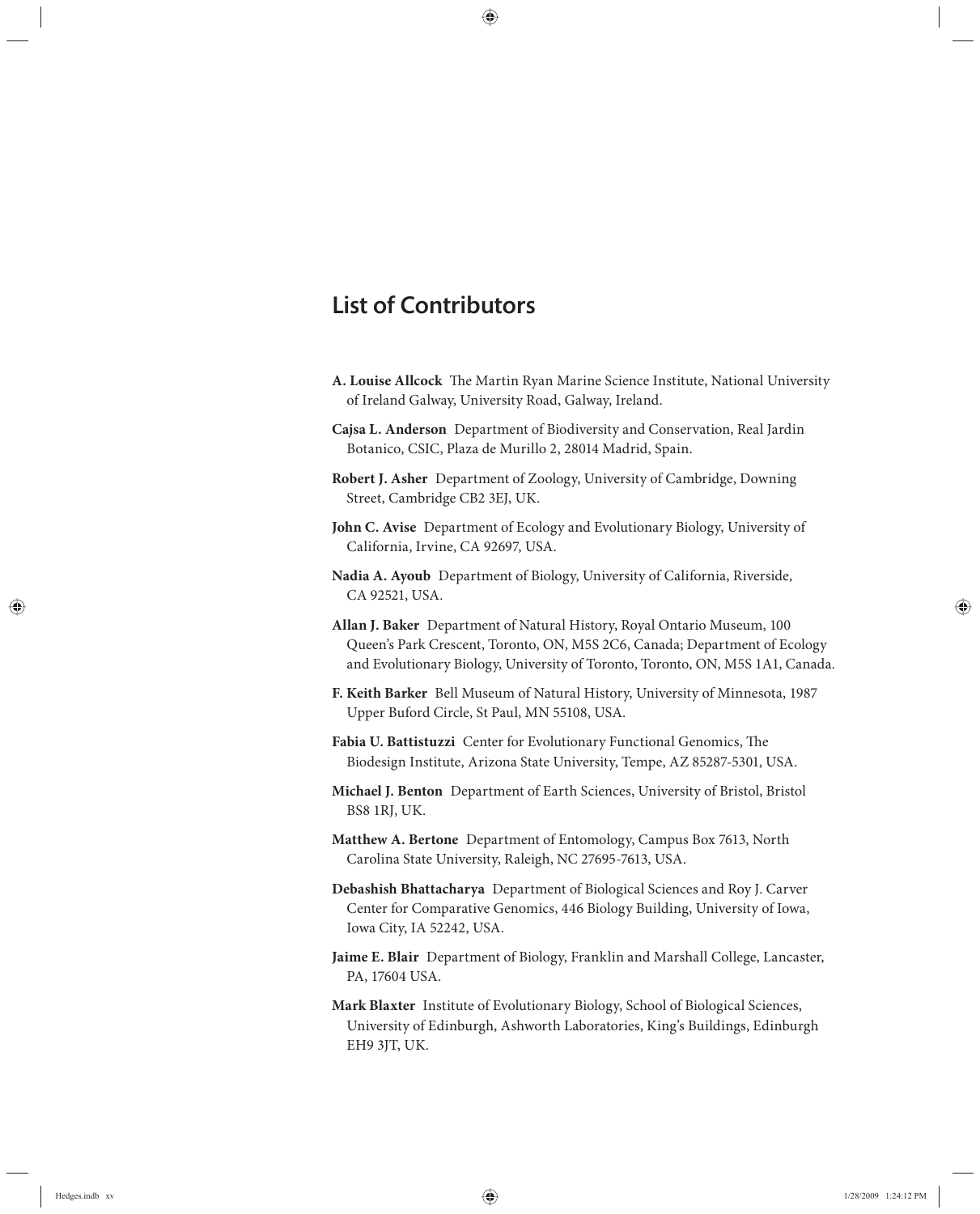# List of Contributors

**A. Louise Allcock** The Martin Ryan Marine Science Institute, National University of Ireland Galway, University Road, Galway, Ireland.

**Cajsa L. Anderson** Department of Biodiversity and Conservation, Real Jardin Botanico, CSIC, Plaza de Murillo 2, 28014 Madrid, Spain.

**Robert J. Asher** Department of Zoology, University of Cambridge, Downing Street, Cambridge CB2 3EJ, UK.

**John C. Avise** Department of Ecology and Evolutionary Biology, University of California, Irvine, CA 92697, USA.

**Nadia A. Ayoub** Department of Biology, University of California, Riverside, CA 92521, USA.

**Allan J. Baker** Department of Natural History, Royal Ontario Museum, 100 Queen's Park Crescent, Toronto, ON, M5S 2C6, Canada; Department of Ecology and Evolutionary Biology, University of Toronto, Toronto, ON, M5S 1A1, Canada.

**F. Keith Barker** Bell Museum of Natural History, University of Minnesota, 1987 Upper Buford Circle, St Paul, MN 55108, USA.

**Fabia U. Battistuzzi** Center for Evolutionary Functional Genomics, The Biodesign Institute, Arizona State University, Tempe, AZ 85287-5301, USA.

**Michael J. Benton** Department of Earth Sciences, University of Bristol, Bristol BS8 1RJ, UK.

**Matthew A. Bertone** Department of Entomology, Campus Box 7613, North Carolina State University, Raleigh, NC 27695-7613, USA.

**Debashish Bhattacharya** Department of Biological Sciences and Roy J. Carver Center for Comparative Genomics, 446 Biology Building, University of Iowa, Iowa City, IA 52242, USA.

**Jaime E. Blair** Department of Biology, Franklin and Marshall College, Lancaster, PA, 17604 USA.

**Mark Blaxter** Institute of Evolutionary Biology, School of Biological Sciences, University of Edinburgh, Ashworth Laboratories, King's Buildings, Edinburgh EH9 3JT, UK.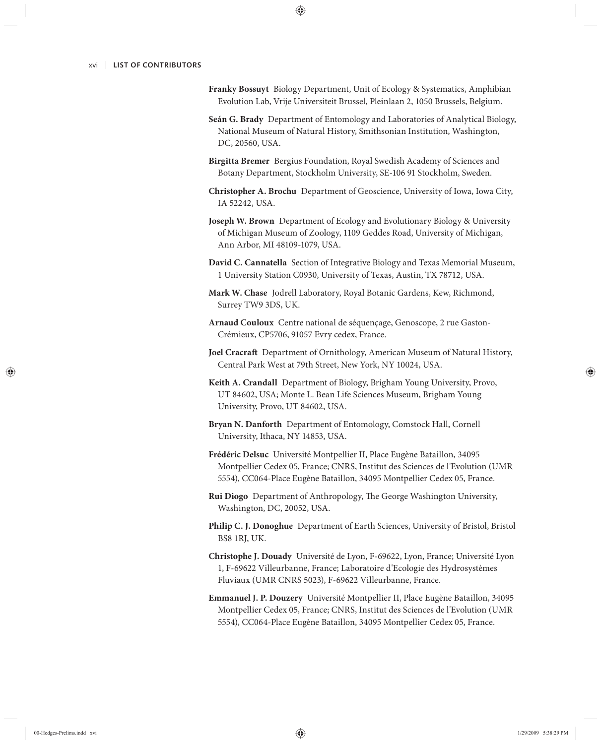**Franky Bossuyt** Biology Department, Unit of Ecology & Systematics, Amphibian Evolution Lab, Vrije Universiteit Brussel, Pleinlaan 2, 1050 Brussels, Belgium.

**Seán G. Brady** Department of Entomology and Laboratories of Analytical Biology, National Museum of Natural History, Smithsonian Institution, Washington, DC, 20560, USA.

**Birgitta Bremer** Bergius Foundation, Royal Swedish Academy of Sciences and Botany Department, Stockholm University, SE-106 91 Stockholm, Sweden.

**Christopher A. Brochu** Department of Geoscience, University of Iowa, Iowa City, IA 52242, USA.

**Joseph W. Brown** Department of Ecology and Evolutionary Biology & University of Michigan Museum of Zoology, 1109 Geddes Road, University of Michigan, Ann Arbor, MI 48109-1079, USA.

**David C. Cannatella** Section of Integrative Biology and Texas Memorial Museum, 1 University Station C0930, University of Texas, Austin, TX 78712, USA.

**Mark W. Chase** Jodrell Laboratory, Royal Botanic Gardens, Kew, Richmond, Surrey TW9 3DS, UK.

**Arnaud Couloux** Centre national de séquençage, Genoscope, 2 rue Gaston-Crémieux, CP5706, 91057 Evry cedex, France.

**Joel Cracraft** Department of Ornithology, American Museum of Natural History, Central Park West at 79th Street, New York, NY 10024, USA.

**Keith A. Crandall** Department of Biology, Brigham Young University, Provo, UT 84602, USA; Monte L. Bean Life Sciences Museum, Brigham Young University, Provo, UT 84602, USA.

**Bryan N. Danforth** Department of Entomology, Comstock Hall, Cornell University, Ithaca, NY 14853, USA.

**Frédéric Delsuc** Université Montpellier II, Place Eugène Bataillon, 34095 Montpellier Cedex 05, France; CNRS, Institut des Sciences de l'Evolution (UMR 5554), CC064-Place Eugène Bataillon, 34095 Montpellier Cedex 05, France.

**Rui Diogo** Department of Anthropology, The George Washington University, Washington, DC, 20052, USA.

**Philip C. J. Donoghue** Department of Earth Sciences, University of Bristol, Bristol BS8 1RJ, UK.

**Christophe J. Douady** Université de Lyon, F-69622, Lyon, France; Université Lyon 1, F-69622 Villeurbanne, France; Laboratoire d'Ecologie des Hydrosystèmes Fluviaux (UMR CNRS 5023), F-69622 Villeurbanne, France.

**Emmanuel J. P. Douzery** Université Montpellier II, Place Eugène Bataillon, 34095 Montpellier Cedex 05, France; CNRS, Institut des Sciences de l'Evolution (UMR 5554), CC064-Place Eugène Bataillon, 34095 Montpellier Cedex 05, France.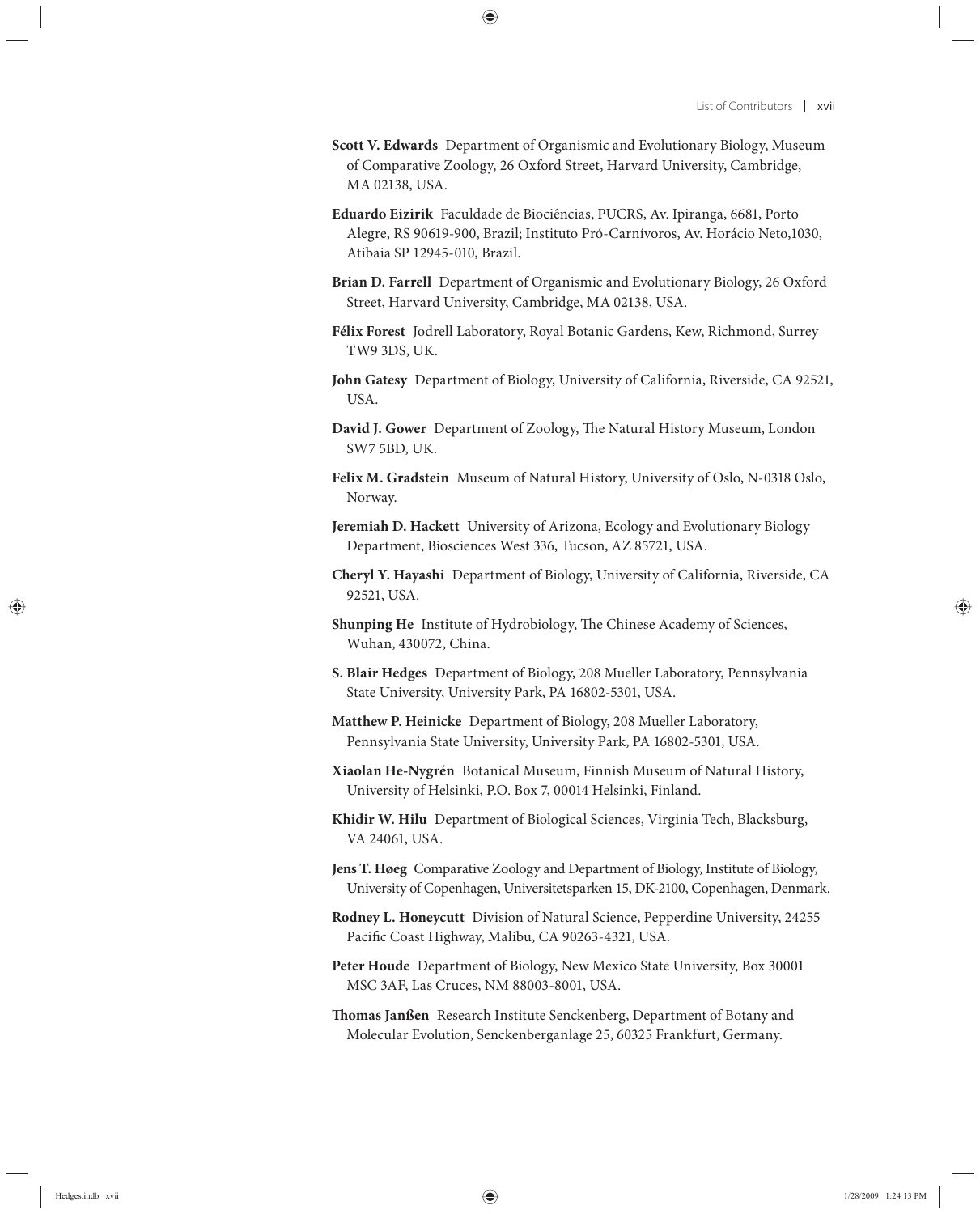**Scott V. Edwards** Department of Organismic and Evolutionary Biology, Museum of Comparative Zoology, 26 Oxford Street, Harvard University, Cambridge, MA 02138, USA.

**Eduardo Eizirik** Faculdade de Biociências, PUCRS, Av. Ipiranga, 6681, Porto Alegre, RS 90619-900, Brazil; Instituto Pró-Carnívoros, Av. Horácio Neto,1030, Atibaia SP 12945-010, Brazil.

**Brian D. Farrell** Department of Organismic and Evolutionary Biology, 26 Oxford Street, Harvard University, Cambridge, MA 02138, USA.

**Félix Forest** Jodrell Laboratory, Royal Botanic Gardens, Kew, Richmond, Surrey TW9 3DS, UK.

**John Gatesy** Department of Biology, University of California, Riverside, CA 92521, USA.

**David J. Gower** Department of Zoology, The Natural History Museum, London SW7 5BD, UK.

**Felix M. Gradstein** Museum of Natural History, University of Oslo, N-0318 Oslo, Norway.

**Jeremiah D. Hackett** University of Arizona, Ecology and Evolutionary Biology Department, Biosciences West 336, Tucson, AZ 85721, USA.

**Cheryl Y. Hayashi** Department of Biology, University of California, Riverside, CA 92521, USA.

**Shunping He** Institute of Hydrobiology, The Chinese Academy of Sciences, Wuhan, 430072, China.

**S. Blair Hedges** Department of Biology, 208 Mueller Laboratory, Pennsylvania State University, University Park, PA 16802-5301, USA.

**Matthew P. Heinicke** Department of Biology, 208 Mueller Laboratory, Pennsylvania State University, University Park, PA 16802-5301, USA.

**Xiaolan He-Nygrén** Botanical Museum, Finnish Museum of Natural History, University of Helsinki, P.O. Box 7, 00014 Helsinki, Finland.

**Khidir W. Hilu** Department of Biological Sciences, Virginia Tech, Blacksburg, VA 24061, USA.

**Jens T. Høeg** Comparative Zoology and Department of Biology, Institute of Biology, University of Copenhagen, Universitetsparken 15, DK-2100, Copenhagen, Denmark.

**Rodney L. Honeycutt** Division of Natural Science, Pepperdine University, 24255 Pacific Coast Highway, Malibu, CA 90263-4321, USA.

**Peter Houde** Department of Biology, New Mexico State University, Box 30001 MSC 3AF, Las Cruces, NM 88003-8001, USA.

**Thomas Janßen** Research Institute Senckenberg, Department of Botany and Molecular Evolution, Senckenberganlage 25, 60325 Frankfurt, Germany.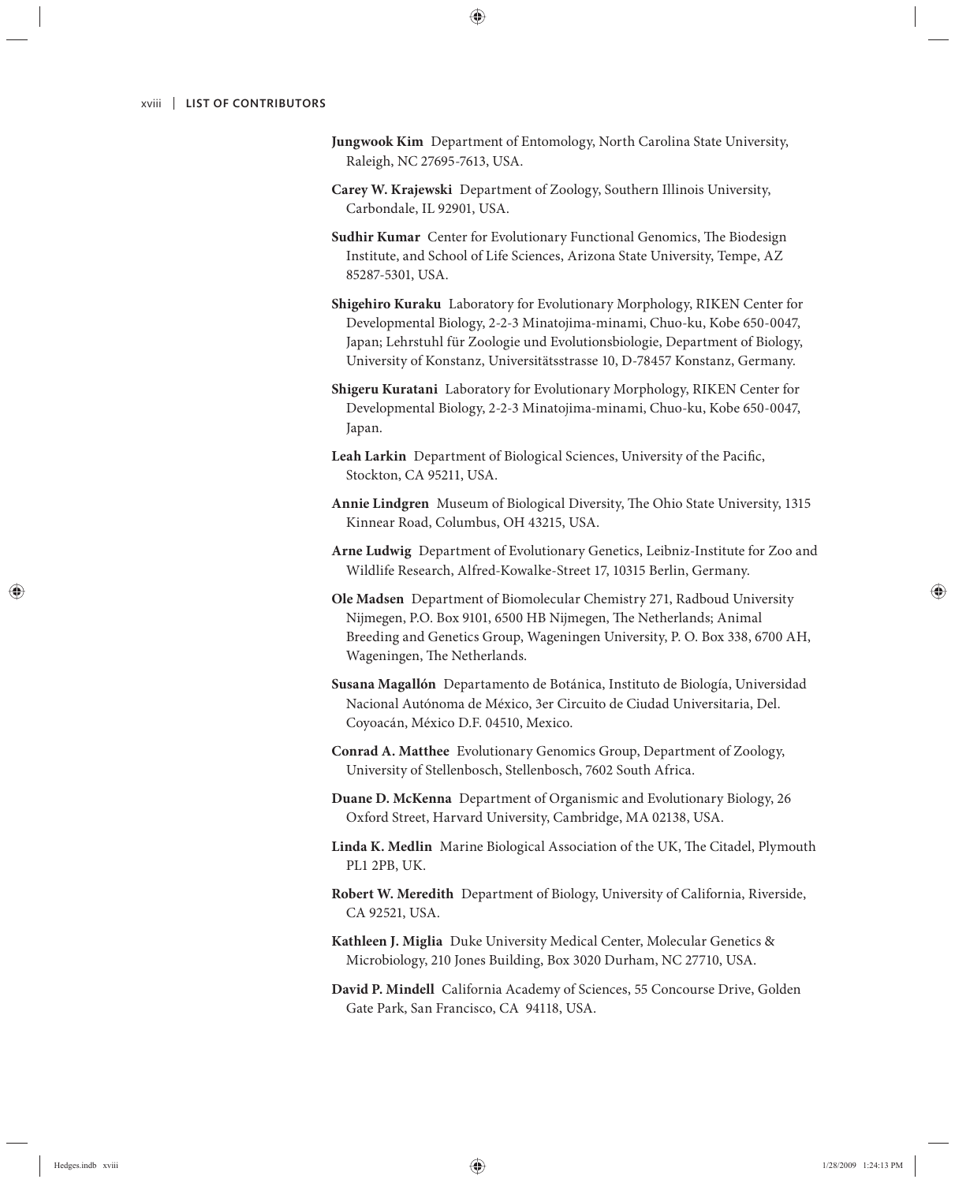**Jungwook Kim** Department of Entomology, North Carolina State University, Raleigh, NC 27695-7613, USA.

**Carey W. Krajewski** Department of Zoology, Southern Illinois University, Carbondale, IL 92901, USA.

**Sudhir Kumar** Center for Evolutionary Functional Genomics, The Biodesign Institute, and School of Life Sciences, Arizona State University, Tempe, AZ 85287-5301, USA.

**Shigehiro Kuraku** Laboratory for Evolutionary Morphology, RIKEN Center for Developmental Biology, 2-2-3 Minatojima-minami, Chuo-ku, Kobe 650-0047, Japan; Lehrstuhl für Zoologie und Evolutionsbiologie, Department of Biology, University of Konstanz, Universitätsstrasse 10, D-78457 Konstanz, Germany.

**Shigeru Kuratani** Laboratory for Evolutionary Morphology, RIKEN Center for Developmental Biology, 2-2-3 Minatojima-minami, Chuo-ku, Kobe 650-0047, Japan.

**Leah Larkin** Department of Biological Sciences, University of the Pacific, Stockton, CA 95211, USA.

**Annie Lindgren** Museum of Biological Diversity, The Ohio State University, 1315 Kinnear Road, Columbus, OH 43215, USA.

**Arne Ludwig** Department of Evolutionary Genetics, Leibniz-Institute for Zoo and Wildlife Research, Alfred-Kowalke-Street 17, 10315 Berlin, Germany.

**Ole Madsen** Department of Biomolecular Chemistry 271, Radboud University Nijmegen, P.O. Box 9101, 6500 HB Nijmegen, The Netherlands; Animal Breeding and Genetics Group, Wageningen University, P. O. Box 338, 6700 AH, Wageningen, The Netherlands.

**Susana Magallón** Departamento de Botánica, Instituto de Biología, Universidad Nacional Autónoma de México, 3er Circuito de Ciudad Universitaria, Del. Coyoacán, México D.F. 04510, Mexico.

**Conrad A. Matthee** Evolutionary Genomics Group, Department of Zoology, University of Stellenbosch, Stellenbosch, 7602 South Africa.

**Duane D. McKenna** Department of Organismic and Evolutionary Biology, 26 Oxford Street, Harvard University, Cambridge, MA 02138, USA.

**Linda K. Medlin** Marine Biological Association of the UK, The Citadel, Plymouth PL1 2PB, UK.

**Robert W. Meredith** Department of Biology, University of California, Riverside, CA 92521, USA.

**Kathleen J. Miglia** Duke University Medical Center, Molecular Genetics & Microbiology, 210 Jones Building, Box 3020 Durham, NC 27710, USA.

**David P. Mindell** California Academy of Sciences, 55 Concourse Drive, Golden Gate Park, San Francisco, CA 94118, USA.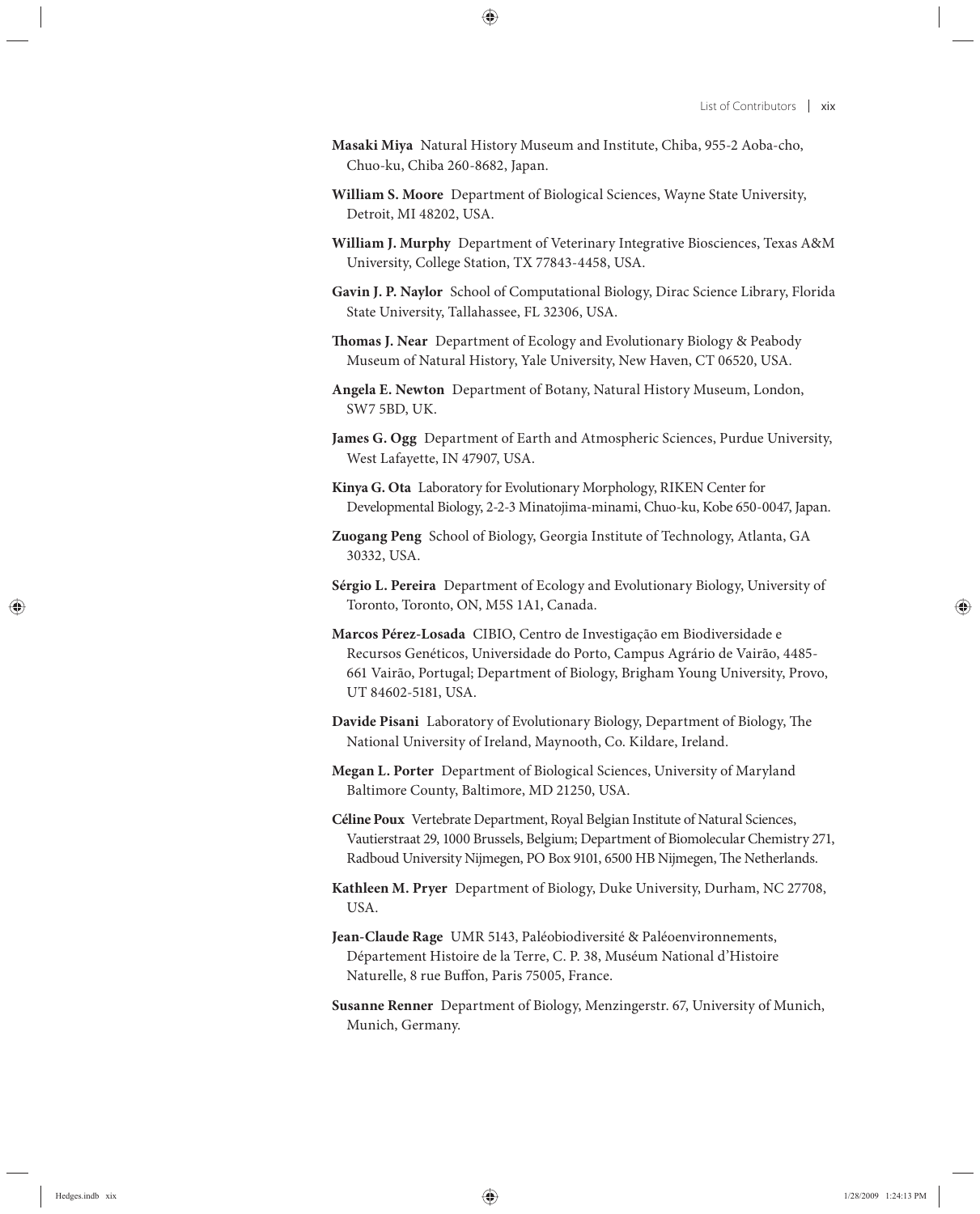**Masaki Miya** Natural History Museum and Institute, Chiba, 955-2 Aoba-cho, Chuo-ku, Chiba 260-8682, Japan.

**William S. Moore** Department of Biological Sciences, Wayne State University, Detroit, MI 48202, USA.

**William J. Murphy** Department of Veterinary Integrative Biosciences, Texas A&M University, College Station, TX 77843-4458, USA.

**Gavin J. P. Naylor** School of Computational Biology, Dirac Science Library, Florida State University, Tallahassee, FL 32306, USA.

**Thomas J. Near** Department of Ecology and Evolutionary Biology & Peabody Museum of Natural History, Yale University, New Haven, CT 06520, USA.

**Angela E. Newton** Department of Botany, Natural History Museum, London, SW7 5BD, UK.

**James G. Ogg** Department of Earth and Atmospheric Sciences, Purdue University, West Lafayette, IN 47907, USA.

**Kinya G. Ota** Laboratory for Evolutionary Morphology, RIKEN Center for Developmental Biology, 2-2-3 Minatojima-minami, Chuo-ku, Kobe 650-0047, Japan.

**Zuogang Peng** School of Biology, Georgia Institute of Technology, Atlanta, GA 30332, USA.

**Sérgio L. Pereira** Department of Ecology and Evolutionary Biology, University of Toronto, Toronto, ON, M5S 1A1, Canada.

**Marcos Pérez-Losada** CIBIO, Centro de Investigação em Biodiversidade e Recursos Genéticos, Universidade do Porto, Campus Agrário de Vairão, 4485-661 Vairão, Portugal; Department of Biology, Brigham Young University, Provo, UT 84602-5181, USA.

**Davide Pisani** Laboratory of Evolutionary Biology, Department of Biology, The National University of Ireland, Maynooth, Co. Kildare, Ireland.

**Megan L. Porter** Department of Biological Sciences, University of Maryland Baltimore County, Baltimore, MD 21250, USA.

**Céline Poux** Vertebrate Department, Royal Belgian Institute of Natural Sciences, Vautierstraat 29, 1000 Brussels, Belgium; Department of Biomolecular Chemistry 271, Radboud University Nijmegen, PO Box 9101, 6500 HB Nijmegen, The Netherlands.

**Kathleen M. Pryer** Department of Biology, Duke University, Durham, NC 27708, USA.

**Jean-Claude Rage** UMR 5143, Paléobiodiversité & Paléoenvironnements, Département Histoire de la Terre, C. P. 38, Muséum National d'Histoire Naturelle, 8 rue Buffon, Paris 75005, France.

**Susanne Renner** Department of Biology, Menzingerstr. 67, University of Munich, Munich, Germany.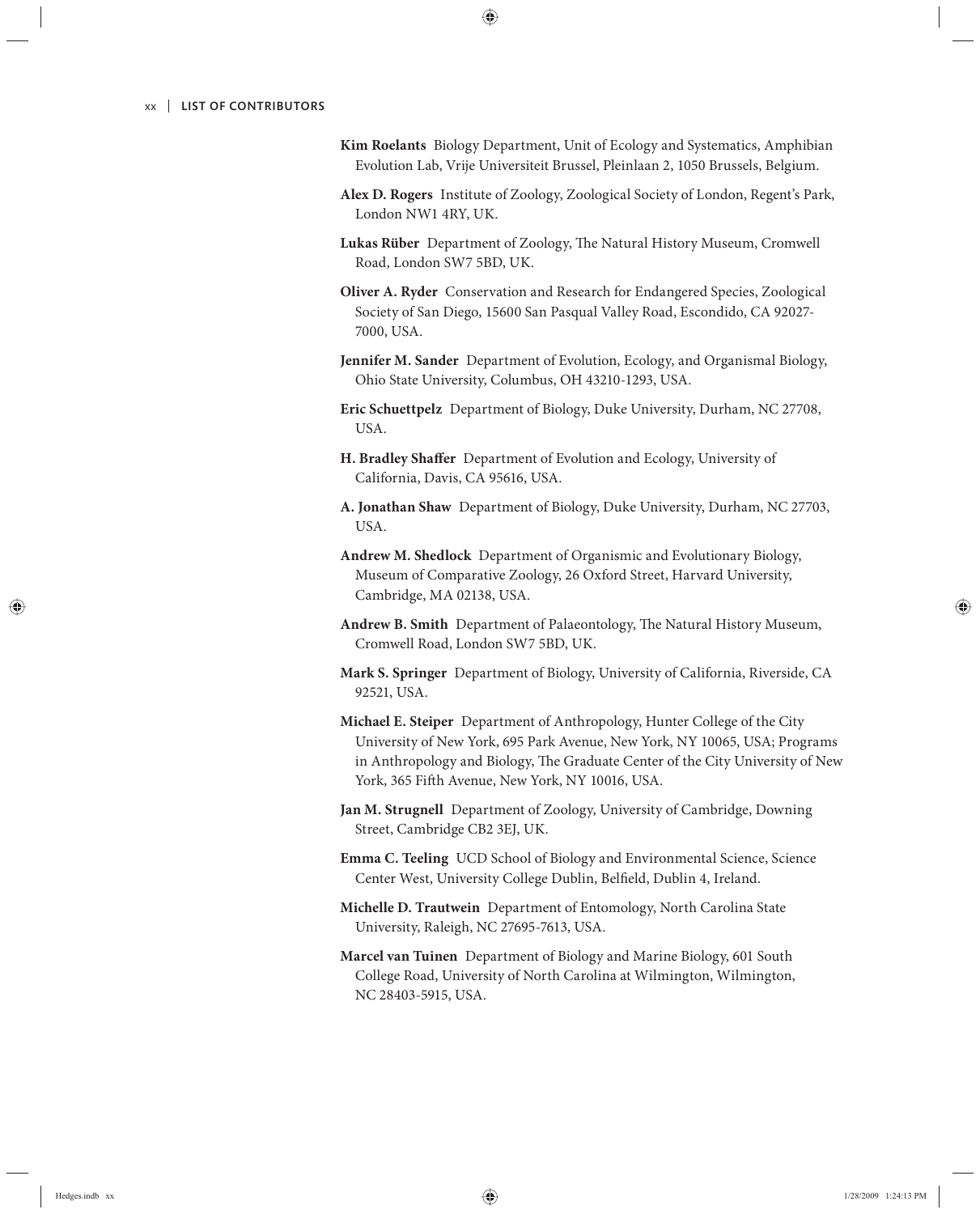**Kim Roelants** Biology Department, Unit of Ecology and Systematics, Amphibian Evolution Lab, Vrije Universiteit Brussel, Pleinlaan 2, 1050 Brussels, Belgium.

**Alex D. Rogers** Institute of Zoology, Zoological Society of London, Regent's Park, London NW1 4RY, UK.

**Lukas Rüber** Department of Zoology, The Natural History Museum, Cromwell Road, London SW7 5BD, UK.

**Oliver A. Ryder** Conservation and Research for Endangered Species, Zoological Society of San Diego, 15600 San Pasqual Valley Road, Escondido, CA 92027-7000, USA.

**Jennifer M. Sander** Department of Evolution, Ecology, and Organismal Biology, Ohio State University, Columbus, OH 43210-1293, USA.

**Eric Schuettpelz** Department of Biology, Duke University, Durham, NC 27708, USA.

**H. Bradley Shaffer** Department of Evolution and Ecology, University of California, Davis, CA 95616, USA.

**A. Jonathan Shaw** Department of Biology, Duke University, Durham, NC 27703, USA.

**Andrew M. Shedlock** Department of Organismic and Evolutionary Biology, Museum of Comparative Zoology, 26 Oxford Street, Harvard University, Cambridge, MA 02138, USA.

**Andrew B. Smith** Department of Palaeontology, The Natural History Museum, Cromwell Road, London SW7 5BD, UK.

**Mark S. Springer** Department of Biology, University of California, Riverside, CA 92521, USA.

**Michael E. Steiper** Department of Anthropology, Hunter College of the City University of New York, 695 Park Avenue, New York, NY 10065, USA; Programs in Anthropology and Biology, The Graduate Center of the City University of New York, 365 Fifth Avenue, New York, NY 10016, USA.

**Jan M. Strugnell** Department of Zoology, University of Cambridge, Downing Street, Cambridge CB2 3EJ, UK.

**Emma C. Teeling** UCD School of Biology and Environmental Science, Science Center West, University College Dublin, Belfield, Dublin 4, Ireland.

**Michelle D. Trautwein** Department of Entomology, North Carolina State University, Raleigh, NC 27695-7613, USA.

**Marcel van Tuinen** Department of Biology and Marine Biology, 601 South College Road, University of North Carolina at Wilmington, Wilmington, NC 28403-5915, USA.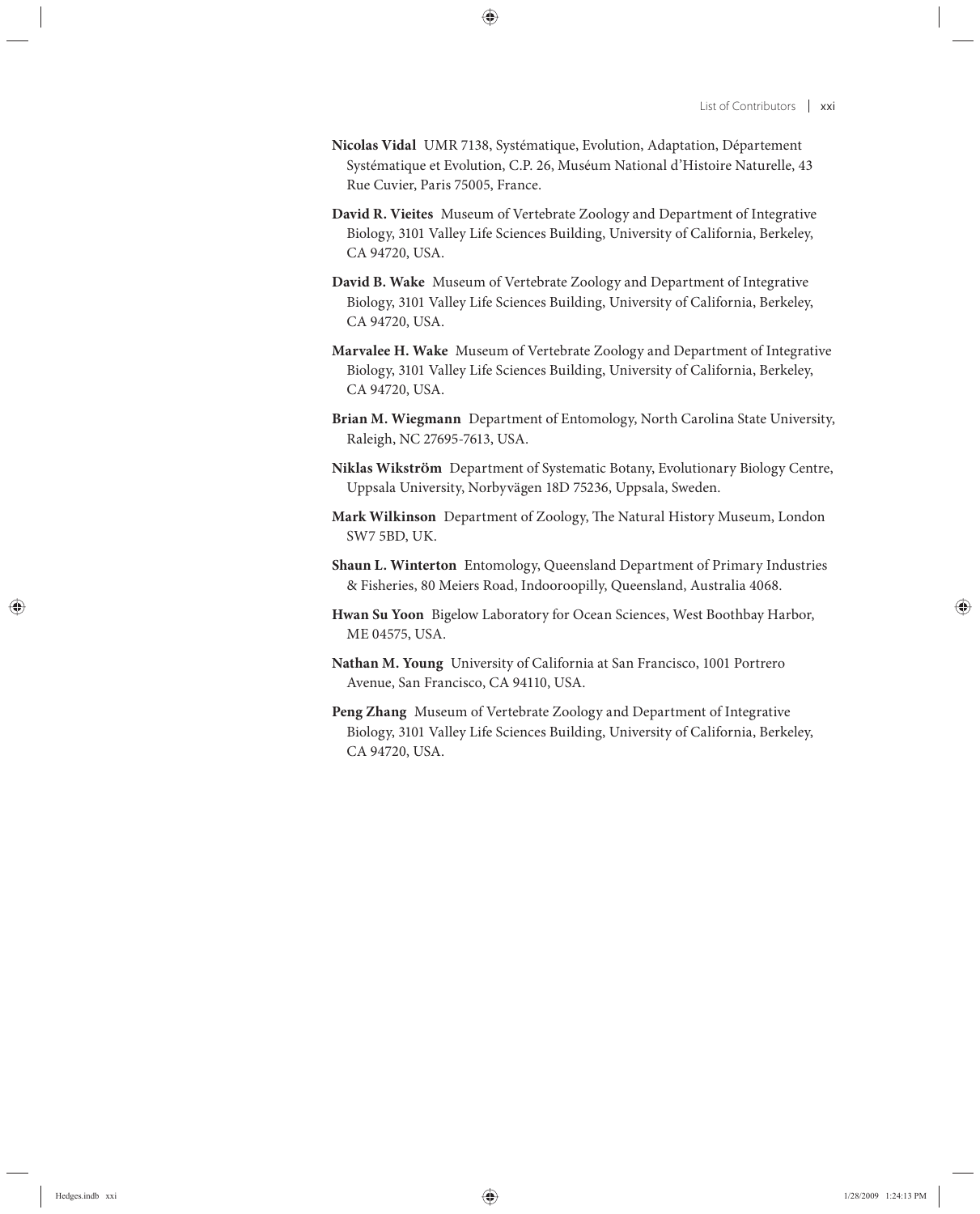**Nicolas Vidal** UMR 7138, Systématique, Evolution, Adaptation, Département Systématique et Evolution, C.P. 26, Muséum National d'Histoire Naturelle, 43 Rue Cuvier, Paris 75005, France.

**David R. Vieites** Museum of Vertebrate Zoology and Department of Integrative Biology, 3101 Valley Life Sciences Building, University of California, Berkeley, CA 94720, USA.

**David B. Wake** Museum of Vertebrate Zoology and Department of Integrative Biology, 3101 Valley Life Sciences Building, University of California, Berkeley, CA 94720, USA.

**Marvalee H. Wake** Museum of Vertebrate Zoology and Department of Integrative Biology, 3101 Valley Life Sciences Building, University of California, Berkeley, CA 94720, USA.

**Brian M. Wiegmann** Department of Entomology, North Carolina State University, Raleigh, NC 27695-7613, USA.

**Niklas Wikström** Department of Systematic Botany, Evolutionary Biology Centre, Uppsala University, Norbyvägen 18D 75236, Uppsala, Sweden.

**Mark Wilkinson** Department of Zoology, The Natural History Museum, London SW7 5BD, UK.

**Shaun L. Winterton** Entomology, Queensland Department of Primary Industries & Fisheries, 80 Meiers Road, Indooroopilly, Queensland, Australia 4068.

**Hwan Su Yoon** Bigelow Laboratory for Ocean Sciences, West Boothbay Harbor, ME 04575, USA.

**Nathan M. Young** University of California at San Francisco, 1001 Portrero Avenue, San Francisco, CA 94110, USA.

**Peng Zhang** Museum of Vertebrate Zoology and Department of Integrative Biology, 3101 Valley Life Sciences Building, University of California, Berkeley, CA 94720, USA.